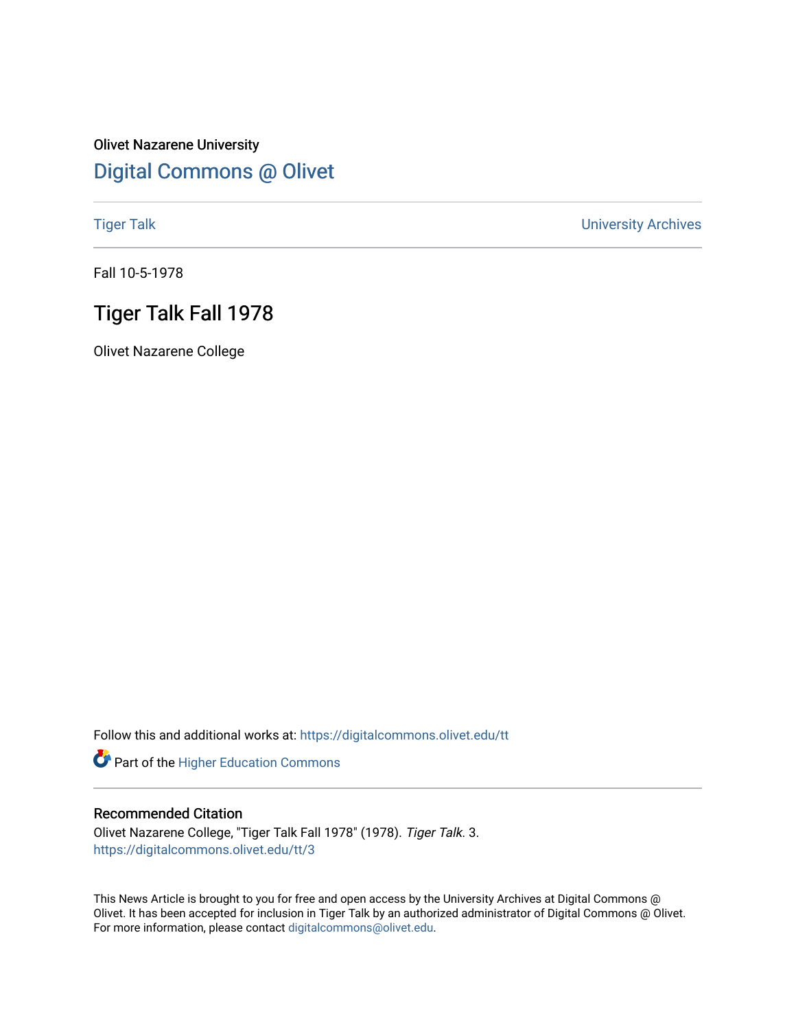Olivet Nazarene University

## Digital Commons @ Olivet

Tiger Talk | University Archives

Fall 10-5-1978

# Tiger Talk Fall 1978

Olivet Nazarene College

Follow this and additional works at: https://digitalcommons.olivet.edu/tt

Part of the Higher Education Commons

### Recommended Citation

Olivet Nazarene College, "Tiger Talk Fall 1978" (1978). *Tiger Talk*. 3.
https://digitalcommons.olivet.edu/tt/3

This News Article is brought to you for free and open access by the University Archives at Digital Commons @ Olivet. It has been accepted for inclusion in Tiger Talk by an authorized administrator of Digital Commons @ Olivet. For more information, please contact digitalcommons@olivet.edu.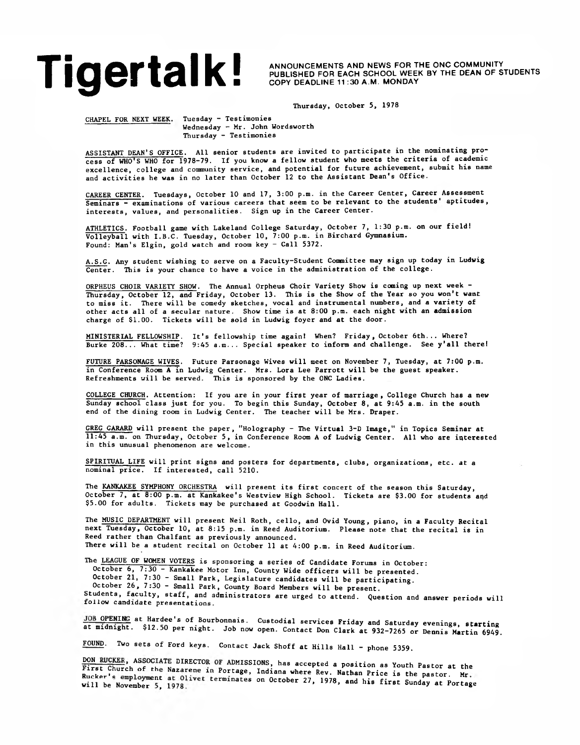# Tigertalk!

ANNOUNCEMENTS AND NEWS FOR THE ONC COMMUNITY
PUBLISHED FOR EACH SCHOOL WEEK BY THE DEAN OF STUDENTS
COPY DEADLINE 11:30 A.M. MONDAY

Thursday, October 5, 1978

CHAPEL FOR NEXT WEEK. Tuesday - Testimonies
Wednesday - Mr. John Wordsworth
Thursday - Testimonies

ASSISTANT DEAN'S OFFICE. All senior students are invited to participate in the nominating process of WHO'S WHO for 1978-79. If you know a fellow student who meets the criteria of academic excellence, college and community service, and potential for future achievement, submit his name and activities he was in no later than October 12 to the Assistant Dean's Office.

CAREER CENTER. Tuesdays, October 10 and 17, 3:00 p.m. in the Career Center, Career Assessment Seminars - examinations of various careers that seem to be relevant to the students' aptitudes, interests, values, and personalities. Sign up in the Career Center.

ATHLETICS. Football game with Lakeland College Saturday, October 7, 1:30 p.m. on our field! Volleyball with I.B.C. Tuesday, October 10, 7:00 p.m. in Birchard Gymnasium.
Found: Man's Elgin, gold watch and room key - Call 5372.

A.S.G. Any student wishing to serve on a Faculty-Student Committee may sign up today in Ludwig Center. This is your chance to have a voice in the administration of the college.

ORPHEUS CHOIR VARIETY SHOW. The Annual Orpheus Choir Variety Show is coming up next week - Thursday, October 12, and Friday, October 13. This is the Show of the Year so you won't want to miss it. There will be comedy sketches, vocal and instrumental numbers, and a variety of other acts all of a secular nature. Show time is at 8:00 p.m. each night with an admission charge of $1.00. Tickets will be sold in Ludwig foyer and at the door.

MINISTERIAL FELLOWSHIP. It's fellowship time again! When? Friday, October 6th... Where? Burke 208... What time? 9:45 a.m... Special speaker to inform and challenge. See y'all there!

FUTURE PARSONAGE WIVES. Future Parsonage Wives will meet on November 7, Tuesday, at 7:00 p.m. in Conference Room A in Ludwig Center. Mrs. Lora Lee Parrott will be the guest speaker. Refreshments will be served. This is sponsored by the ONC Ladies.

COLLEGE CHURCH. Attention: If you are in your first year of marriage, College Church has a new Sunday school class just for you. To begin this Sunday, October 8, at 9:45 a.m. in the south end of the dining room in Ludwig Center. The teacher will be Mrs. Draper.

GREG GARARD will present the paper, "Holography - The Virtual 3-D Image," in Topics Seminar at 11:45 a.m. on Thursday, October 5, in Conference Room A of Ludwig Center. All who are interested in this unusual phenomenon are welcome.

SPIRITUAL LIFE will print signs and posters for departments, clubs, organizations, etc. at a nominal price. If interested, call 5210.

The KANKAKEE SYMPHONY ORCHESTRA will present its first concert of the season this Saturday, October 7, at 8:00 p.m. at Kankakee's Westview High School. Tickets are $3.00 for students and $5.00 for adults. Tickets may be purchased at Goodwin Hall.

The MUSIC DEPARTMENT will present Neil Roth, cello, and Ovid Young, piano, in a Faculty Recital next Tuesday, October 10, at 8:15 p.m. in Reed Auditorium. Please note that the recital is in Reed rather than Chalfant as previously announced.
There will be a student recital on October 11 at 4:00 p.m. in Reed Auditorium.

The LEAGUE OF WOMEN VOTERS is sponsoring a series of Candidate Forums in October:
October 6, 7:30 - Kankakee Motor Inn, County Wide officers will be presented.
October 21, 7:30 - Small Park, Legislature candidates will be participating.
October 26, 7:30 - Small Park, County Board Members will be present.
Students, faculty, staff, and administrators are urged to attend. Question and answer periods will follow candidate presentations.

JOB OPENING at Hardee's of Bourbonnais. Custodial services Friday and Saturday evenings, starting at midnight. $12.50 per night. Job now open. Contact Don Clark at 932-7265 or Dennis Martin 6949.

FOUND. Two sets of Ford keys. Contact Jack Shoff at Hills Hall - phone 5359.

DON RUCKER, ASSOCIATE DIRECTOR OF ADMISSIONS, has accepted a position as Youth Pastor at the First Church of the Nazarene in Portage, Indiana where Rev. Nathan Price is the pastor. Mr. Rucker's employment at Olivet terminates on October 27, 1978, and his first Sunday at Portage will be November 5, 1978.